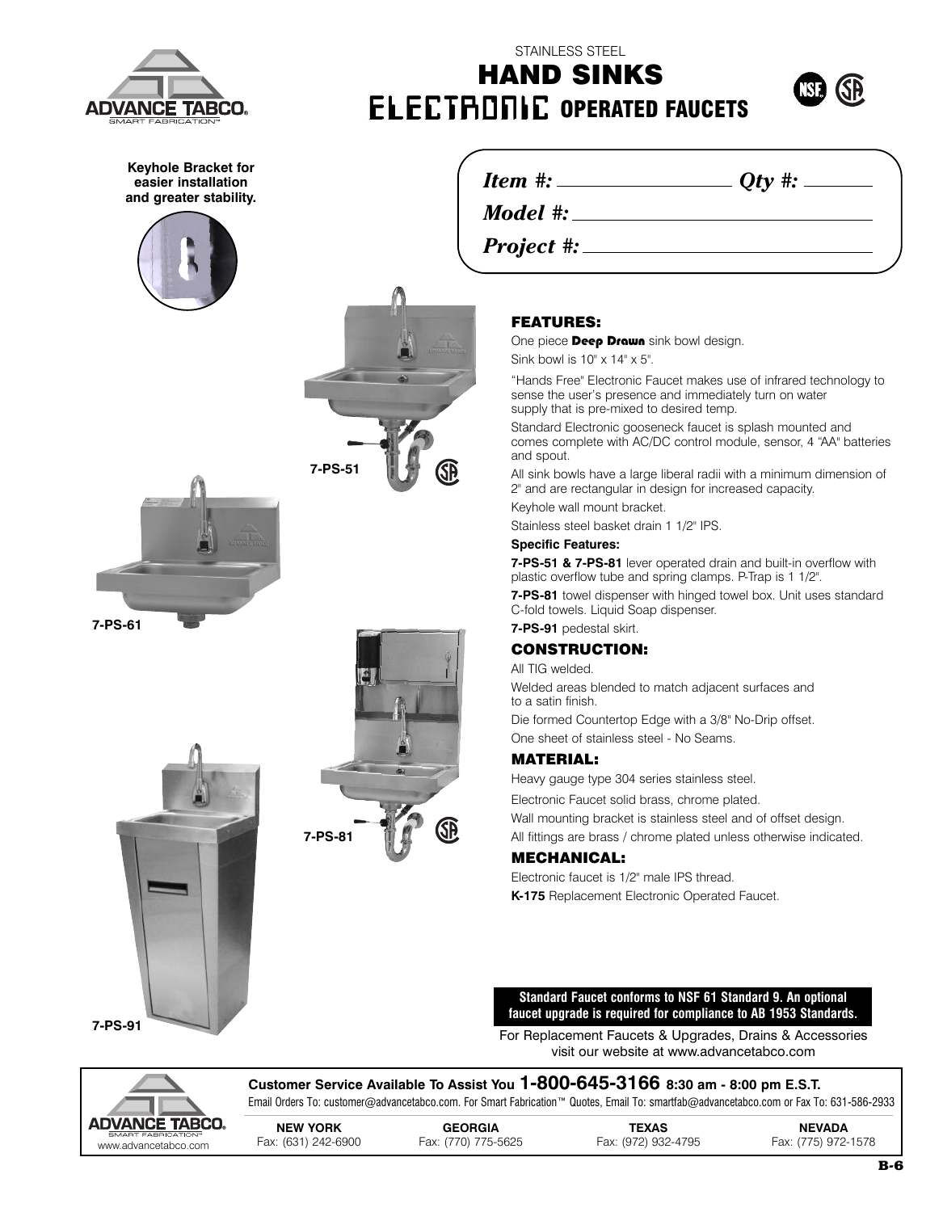STAINLESS STEEL

# HAND SINKS

## ELECTRONIC OPERATED FAUCETS

**Keyhole Bracket for easier installation and greater stability.**

*Item #:* ________________ *Qty #:* ________

*Model #:* ________________________________

*Project #:* ______________________________

7-PS-51

7-PS-61

7-PS-81

7-PS-91

### FEATURES:

One piece **Deep Drawn** sink bowl design.

Sink bowl is 10" x 14" x 5".

"Hands Free" Electronic Faucet makes use of infrared technology to sense the user's presence and immediately turn on water supply that is pre-mixed to desired temp.

Standard Electronic gooseneck faucet is splash mounted and comes complete with AC/DC control module, sensor, 4 "AA" batteries and spout.

All sink bowls have a large liberal radii with a minimum dimension of 2" and are rectangular in design for increased capacity.

Keyhole wall mount bracket.

Stainless steel basket drain 1 1/2" IPS.

**Specific Features:**

**7-PS-51 & 7-PS-81** lever operated drain and built-in overflow with plastic overflow tube and spring clamps. P-Trap is 1 1/2".

**7-PS-81** towel dispenser with hinged towel box. Unit uses standard C-fold towels. Liquid Soap dispenser.

**7-PS-91** pedestal skirt.

### CONSTRUCTION:

All TIG welded.

Welded areas blended to match adjacent surfaces and to a satin finish.

Die formed Countertop Edge with a 3/8" No-Drip offset.

One sheet of stainless steel - No Seams.

### MATERIAL:

Heavy gauge type 304 series stainless steel.

Electronic Faucet solid brass, chrome plated.

Wall mounting bracket is stainless steel and of offset design.

All fittings are brass / chrome plated unless otherwise indicated.

### MECHANICAL:

Electronic faucet is 1/2" male IPS thread.

**K-175** Replacement Electronic Operated Faucet.

**Standard Faucet conforms to NSF 61 Standard 9. An optional faucet upgrade is required for compliance to AB 1953 Standards.**

For Replacement Faucets & Upgrades, Drains & Accessories visit our website at www.advancetabco.com

**Customer Service Available To Assist You 1-800-645-3166 8:30 am - 8:00 pm E.S.T.**

Email Orders To: customer@advancetabco.com. For Smart Fabrication™ Quotes, Email To: smartfab@advancetabco.com or Fax To: 631-586-2933

| NEW YORK | GEORGIA | TEXAS | NEVADA |
|---|---|---|---|
| Fax: (631) 242-6900 | Fax: (770) 775-5625 | Fax: (972) 932-4795 | Fax: (775) 972-1578 |

www.advancetabco.com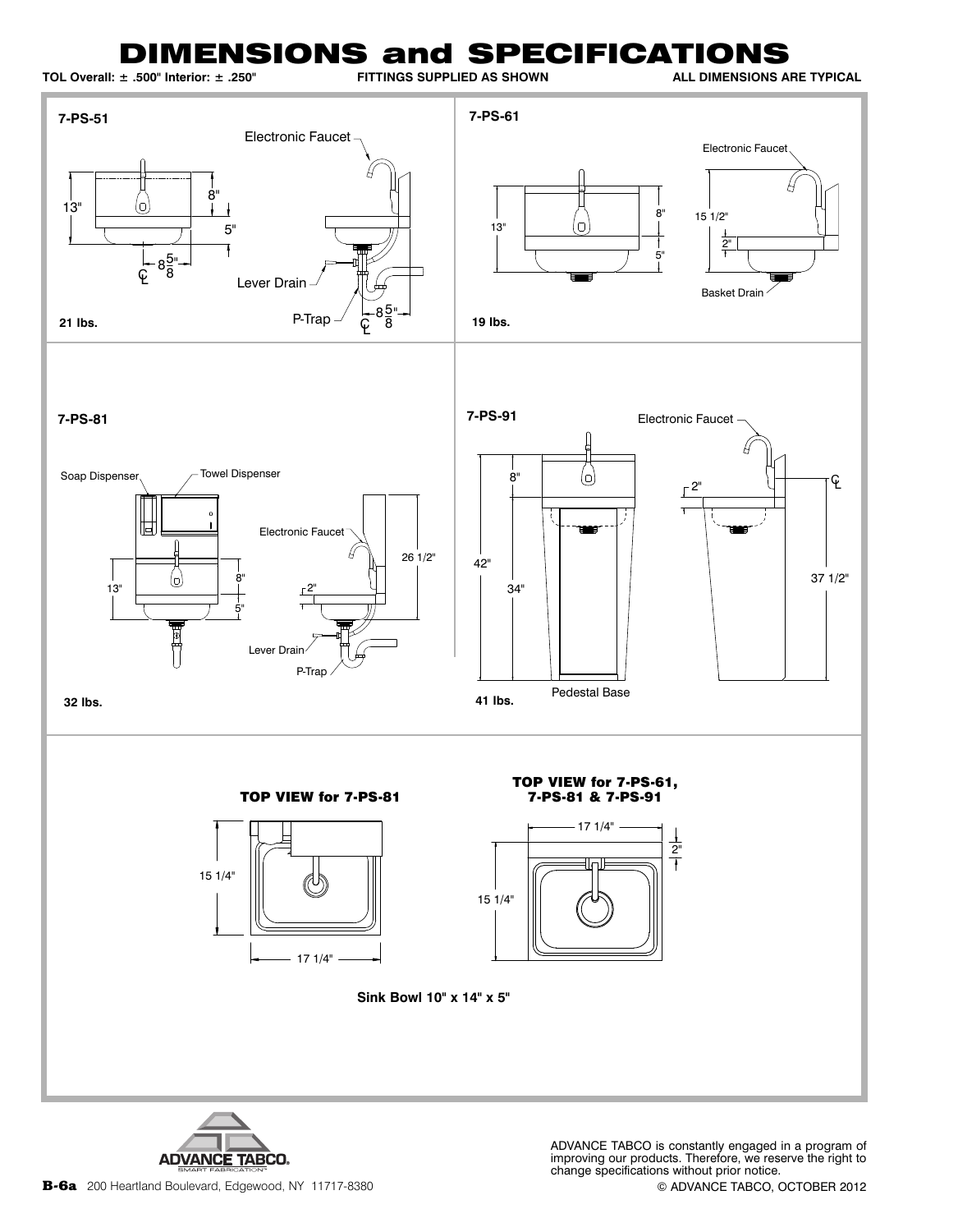# DIMENSIONS and SPECIFICATIONS

**TOL Overall: ± .500" Interior: ± .250"** **FITTINGS SUPPLIED AS SHOWN** **ALL DIMENSIONS ARE TYPICAL**

**7-PS-51**

Electronic Faucet

13"

8"

5"

8 5/8"

Lever Drain

P-Trap

8 5/8"

**21 lbs.**

**7-PS-61**

Electronic Faucet

13"

8"

5"

15 1/2"

2"

Basket Drain

**19 lbs.**

**7-PS-81**

Soap Dispenser

Towel Dispenser

Electronic Faucet

26 1/2"

13"

8"

5"

2"

Lever Drain

P-Trap

**32 lbs.**

**7-PS-91**

Electronic Faucet

8"

2"

42"

34"

37 1/2"

Pedestal Base

**41 lbs.**

**TOP VIEW for 7-PS-81**

15 1/4"

17 1/4"

**TOP VIEW for 7-PS-61, 7-PS-81 & 7-PS-91**

17 1/4"

2"

15 1/4"

**Sink Bowl 10" x 14" x 5"**

ADVANCE TABCO

SMART FABRICATION™

**B-6a** 200 Heartland Boulevard, Edgewood, NY 11717-8380

ADVANCE TABCO is constantly engaged in a program of improving our products. Therefore, we reserve the right to change specifications without prior notice.

© ADVANCE TABCO, OCTOBER 2012